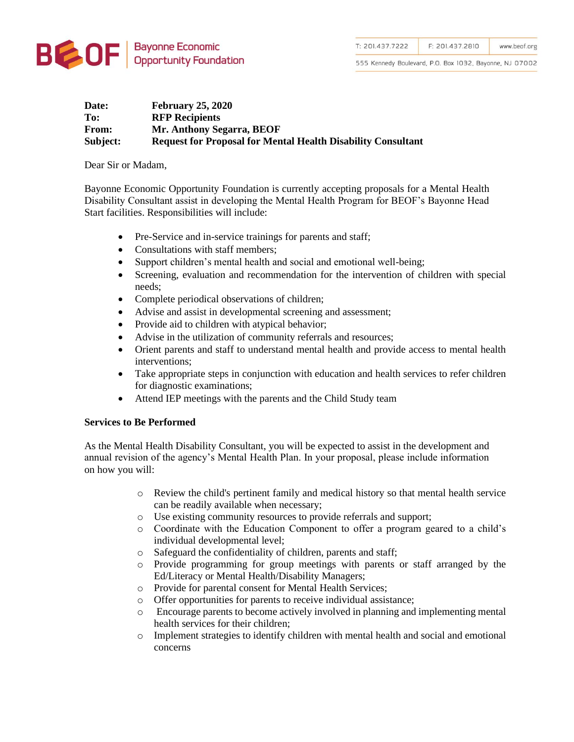Bayonne Economic Opportunity Foundation

T: 201.437.7222 | F: 201.437.2810 | www.beof.org

555 Kennedy Boulevard, P.O. Box 1032, Bayonne, NJ 07002

**Date:** **February 25, 2020**
**To:** **RFP Recipients**
**From:** **Mr. Anthony Segarra, BEOF**
**Subject:** **Request for Proposal for Mental Health Disability Consultant**

Dear Sir or Madam,

Bayonne Economic Opportunity Foundation is currently accepting proposals for a Mental Health Disability Consultant assist in developing the Mental Health Program for BEOF's Bayonne Head Start facilities. Responsibilities will include:

- Pre-Service and in-service trainings for parents and staff;
- Consultations with staff members;
- Support children's mental health and social and emotional well-being;
- Screening, evaluation and recommendation for the intervention of children with special needs;
- Complete periodical observations of children;
- Advise and assist in developmental screening and assessment;
- Provide aid to children with atypical behavior;
- Advise in the utilization of community referrals and resources;
- Orient parents and staff to understand mental health and provide access to mental health interventions;
- Take appropriate steps in conjunction with education and health services to refer children for diagnostic examinations;
- Attend IEP meetings with the parents and the Child Study team

**Services to Be Performed**

As the Mental Health Disability Consultant, you will be expected to assist in the development and annual revision of the agency's Mental Health Plan. In your proposal, please include information on how you will:

- Review the child's pertinent family and medical history so that mental health service can be readily available when necessary;
- Use existing community resources to provide referrals and support;
- Coordinate with the Education Component to offer a program geared to a child's individual developmental level;
- Safeguard the confidentiality of children, parents and staff;
- Provide programming for group meetings with parents or staff arranged by the Ed/Literacy or Mental Health/Disability Managers;
- Provide for parental consent for Mental Health Services;
- Offer opportunities for parents to receive individual assistance;
- Encourage parents to become actively involved in planning and implementing mental health services for their children;
- Implement strategies to identify children with mental health and social and emotional concerns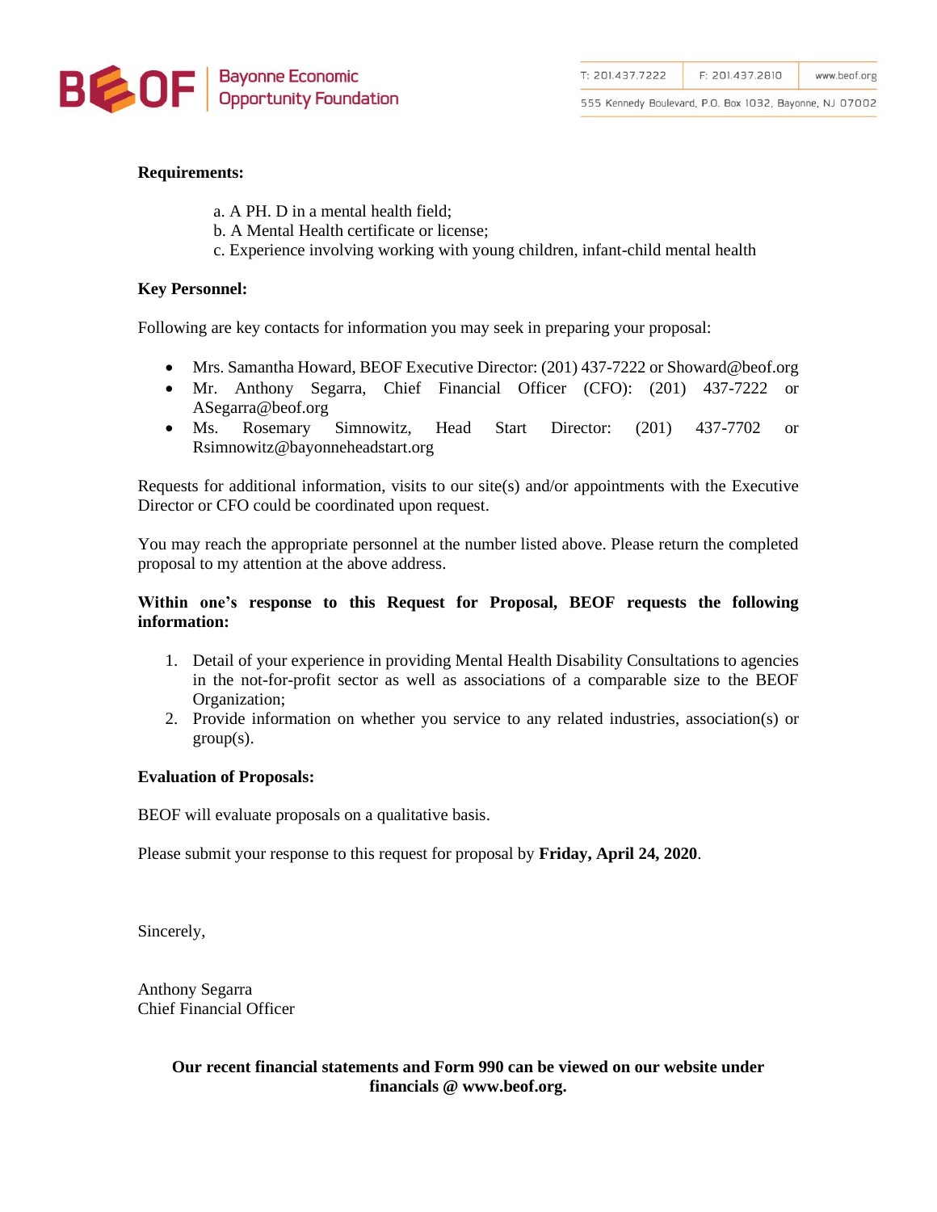**Requirements:**

a. A PH. D in a mental health field;
b. A Mental Health certificate or license;
c. Experience involving working with young children, infant-child mental health

**Key Personnel:**

Following are key contacts for information you may seek in preparing your proposal:

- Mrs. Samantha Howard, BEOF Executive Director: (201) 437-7222 or Showard@beof.org
- Mr. Anthony Segarra, Chief Financial Officer (CFO): (201) 437-7222 or ASegarra@beof.org
- Ms. Rosemary Simnowitz, Head Start Director: (201) 437-7702 or Rsimnowitz@bayonneheadstart.org

Requests for additional information, visits to our site(s) and/or appointments with the Executive Director or CFO could be coordinated upon request.

You may reach the appropriate personnel at the number listed above. Please return the completed proposal to my attention at the above address.

**Within one's response to this Request for Proposal, BEOF requests the following information:**

1. Detail of your experience in providing Mental Health Disability Consultations to agencies in the not-for-profit sector as well as associations of a comparable size to the BEOF Organization;
2. Provide information on whether you service to any related industries, association(s) or group(s).

**Evaluation of Proposals:**

BEOF will evaluate proposals on a qualitative basis.

Please submit your response to this request for proposal by **Friday, April 24, 2020**.

Sincerely,

Anthony Segarra
Chief Financial Officer

**Our recent financial statements and Form 990 can be viewed on our website under financials @ www.beof.org.**